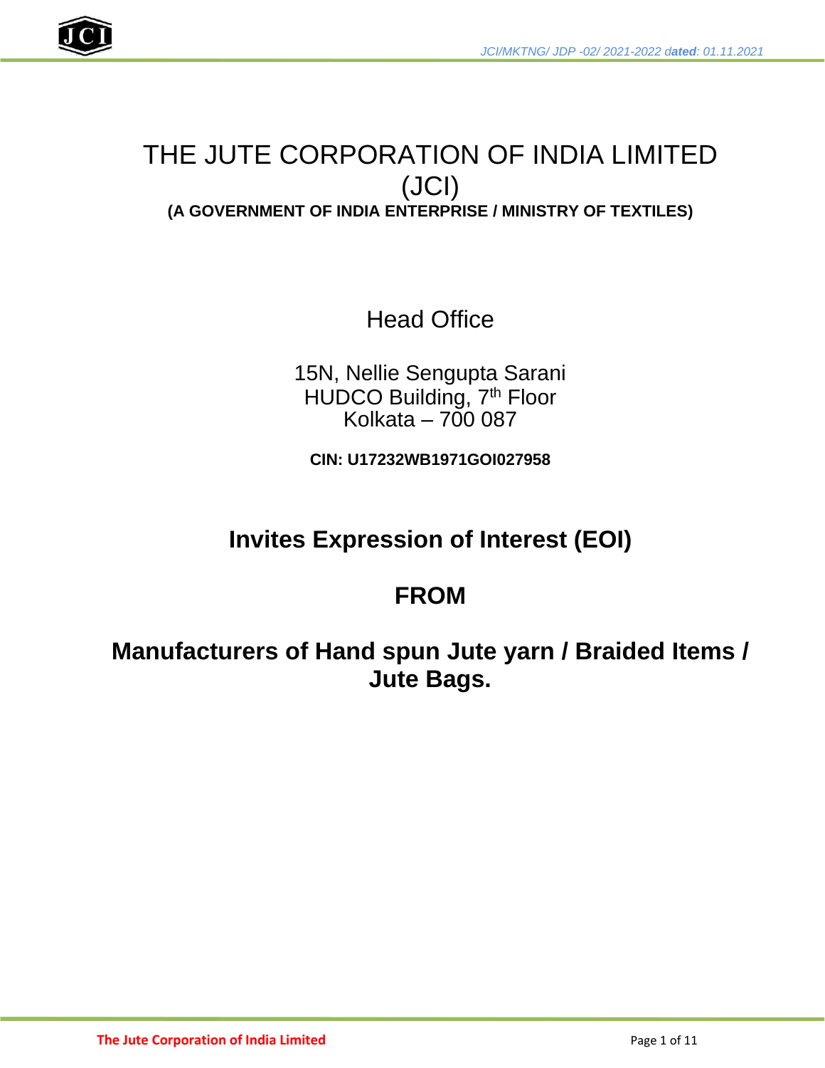# THE JUTE CORPORATION OF INDIA LIMITED (JCI)

**(A GOVERNMENT OF INDIA ENTERPRISE / MINISTRY OF TEXTILES)**

## Head Office

15N, Nellie Sengupta Sarani
HUDCO Building, 7th Floor
Kolkata – 700 087

**CIN: U17232WB1971GOI027958**

## Invites Expression of Interest (EOI)

## FROM

## Manufacturers of Hand spun Jute yarn / Braided Items / Jute Bags.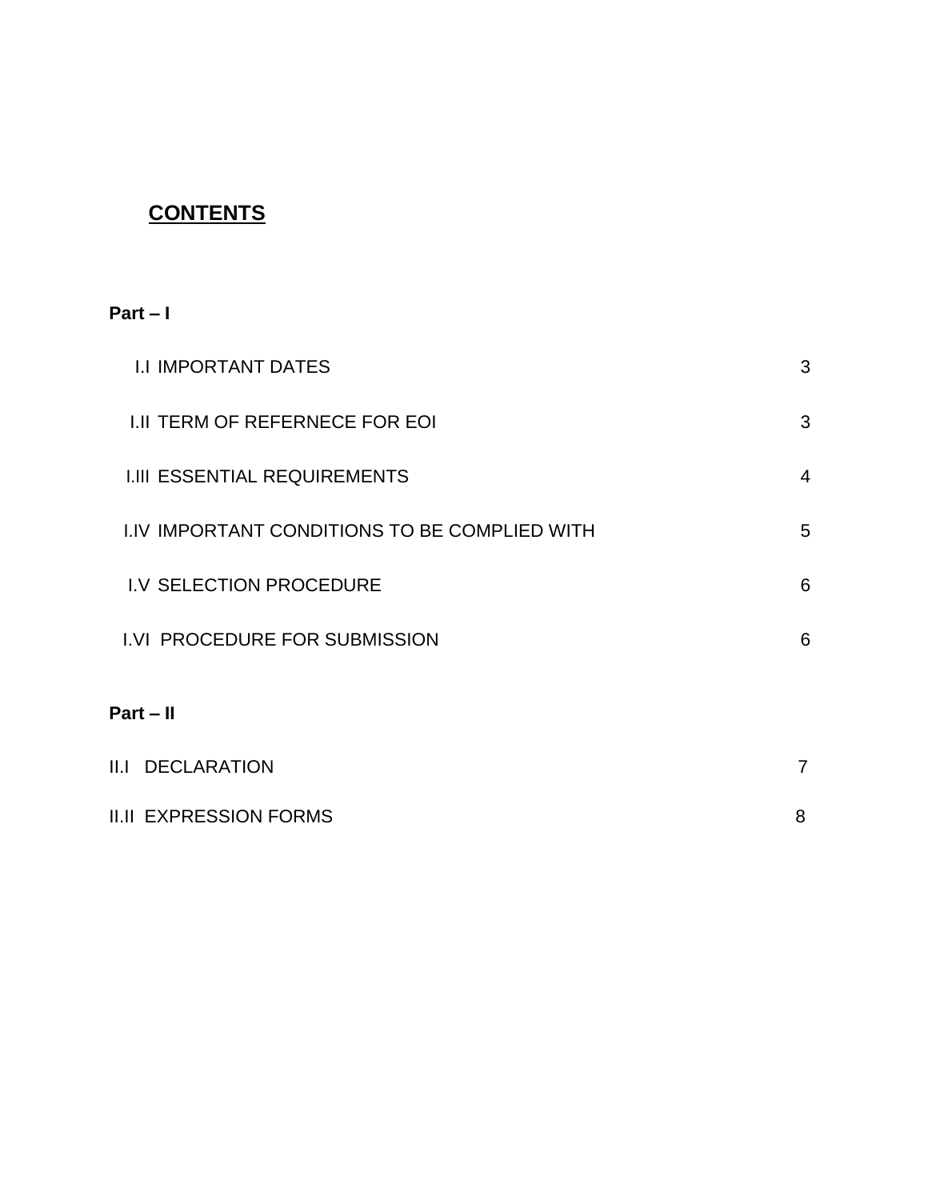# CONTENTS

**Part – I**

| | |
|---|---|
| I.I IMPORTANT DATES | 3 |
| I.II TERM OF REFERNECE FOR EOI | 3 |
| I.III ESSENTIAL REQUIREMENTS | 4 |
| I.IV IMPORTANT CONDITIONS TO BE COMPLIED WITH | 5 |
| I.V SELECTION PROCEDURE | 6 |
| I.VI PROCEDURE FOR SUBMISSION | 6 |

**Part – II**

| | |
|---|---|
| II.I DECLARATION | 7 |
| II.II EXPRESSION FORMS | 8 |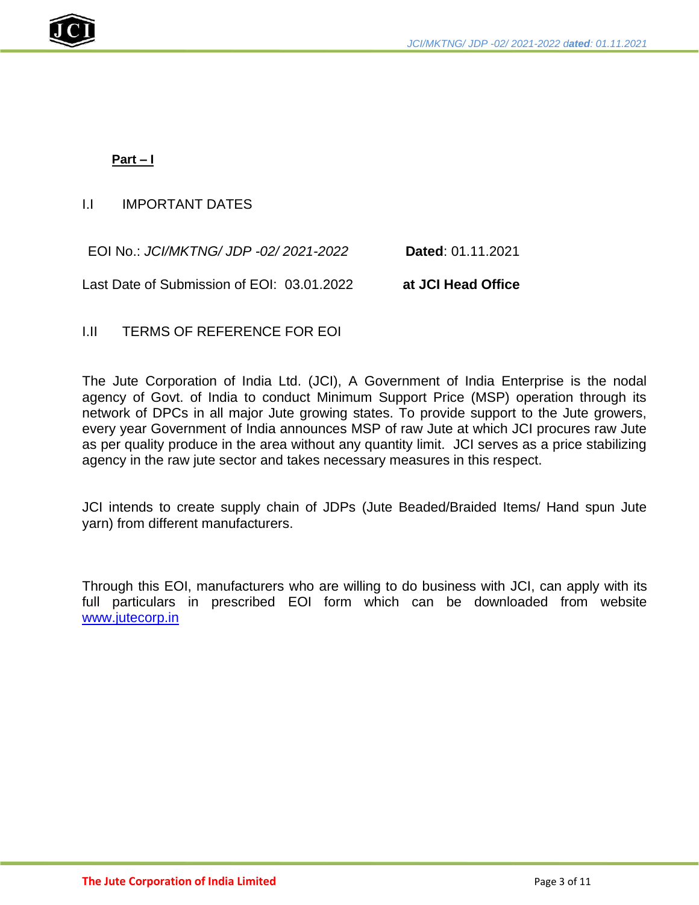**Part – I**

## I.I IMPORTANT DATES

EOI No.: *JCI/MKTNG/ JDP -02/ 2021-2022* **Dated**: 01.11.2021

Last Date of Submission of EOI: 03.01.2022 **at JCI Head Office**

## I.II TERMS OF REFERENCE FOR EOI

The Jute Corporation of India Ltd. (JCI), A Government of India Enterprise is the nodal agency of Govt. of India to conduct Minimum Support Price (MSP) operation through its network of DPCs in all major Jute growing states. To provide support to the Jute growers, every year Government of India announces MSP of raw Jute at which JCI procures raw Jute as per quality produce in the area without any quantity limit. JCI serves as a price stabilizing agency in the raw jute sector and takes necessary measures in this respect.

JCI intends to create supply chain of JDPs (Jute Beaded/Braided Items/ Hand spun Jute yarn) from different manufacturers.

Through this EOI, manufacturers who are willing to do business with JCI, can apply with its full particulars in prescribed EOI form which can be downloaded from website [www.jutecorp.in](www.jutecorp.in)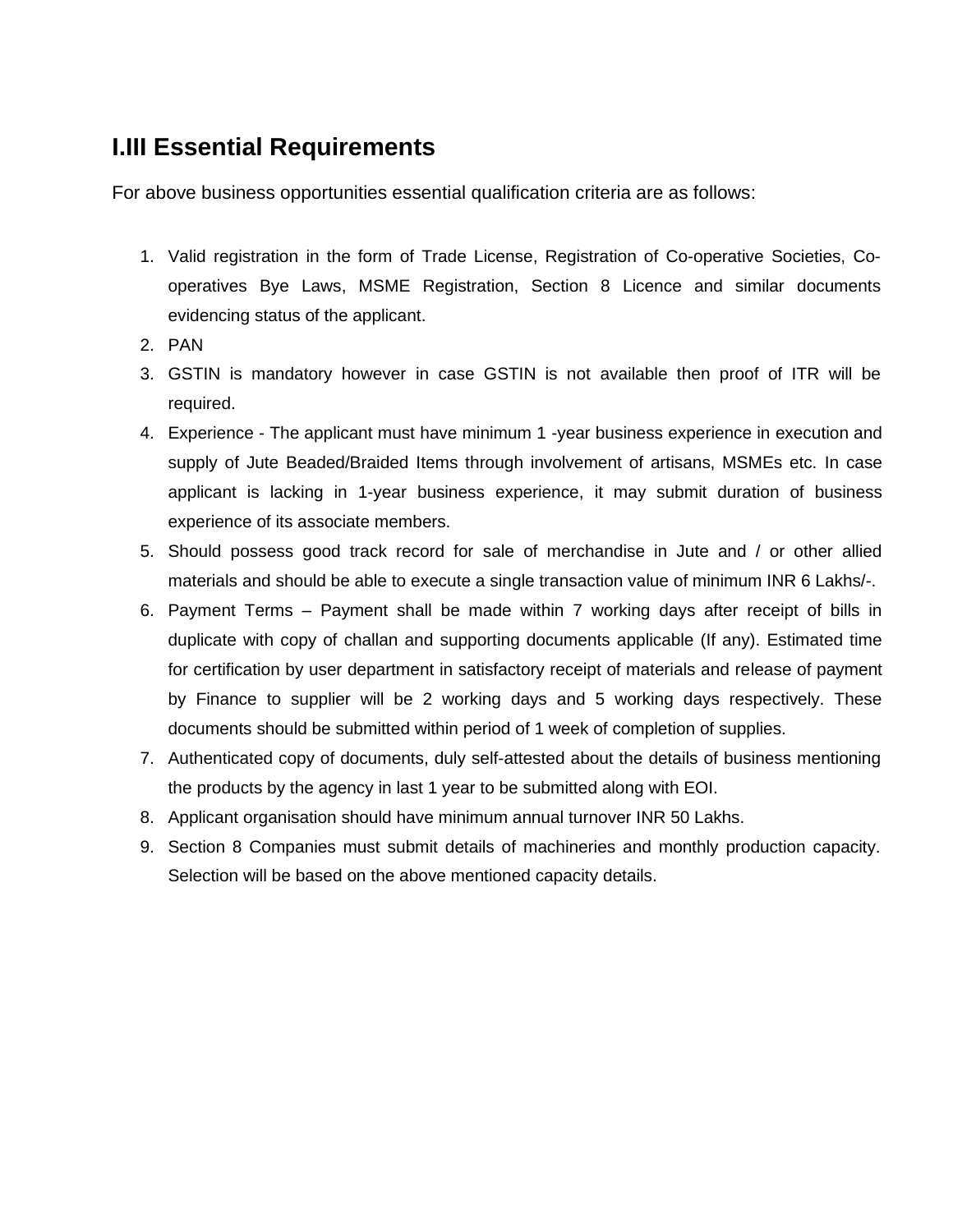## I.III Essential Requirements

For above business opportunities essential qualification criteria are as follows:

1. Valid registration in the form of Trade License, Registration of Co-operative Societies, Co-operatives Bye Laws, MSME Registration, Section 8 Licence and similar documents evidencing status of the applicant.
2. PAN
3. GSTIN is mandatory however in case GSTIN is not available then proof of ITR will be required.
4. Experience - The applicant must have minimum 1 -year business experience in execution and supply of Jute Beaded/Braided Items through involvement of artisans, MSMEs etc. In case applicant is lacking in 1-year business experience, it may submit duration of business experience of its associate members.
5. Should possess good track record for sale of merchandise in Jute and / or other allied materials and should be able to execute a single transaction value of minimum INR 6 Lakhs/-.
6. Payment Terms – Payment shall be made within 7 working days after receipt of bills in duplicate with copy of challan and supporting documents applicable (If any). Estimated time for certification by user department in satisfactory receipt of materials and release of payment by Finance to supplier will be 2 working days and 5 working days respectively. These documents should be submitted within period of 1 week of completion of supplies.
7. Authenticated copy of documents, duly self-attested about the details of business mentioning the products by the agency in last 1 year to be submitted along with EOI.
8. Applicant organisation should have minimum annual turnover INR 50 Lakhs.
9. Section 8 Companies must submit details of machineries and monthly production capacity. Selection will be based on the above mentioned capacity details.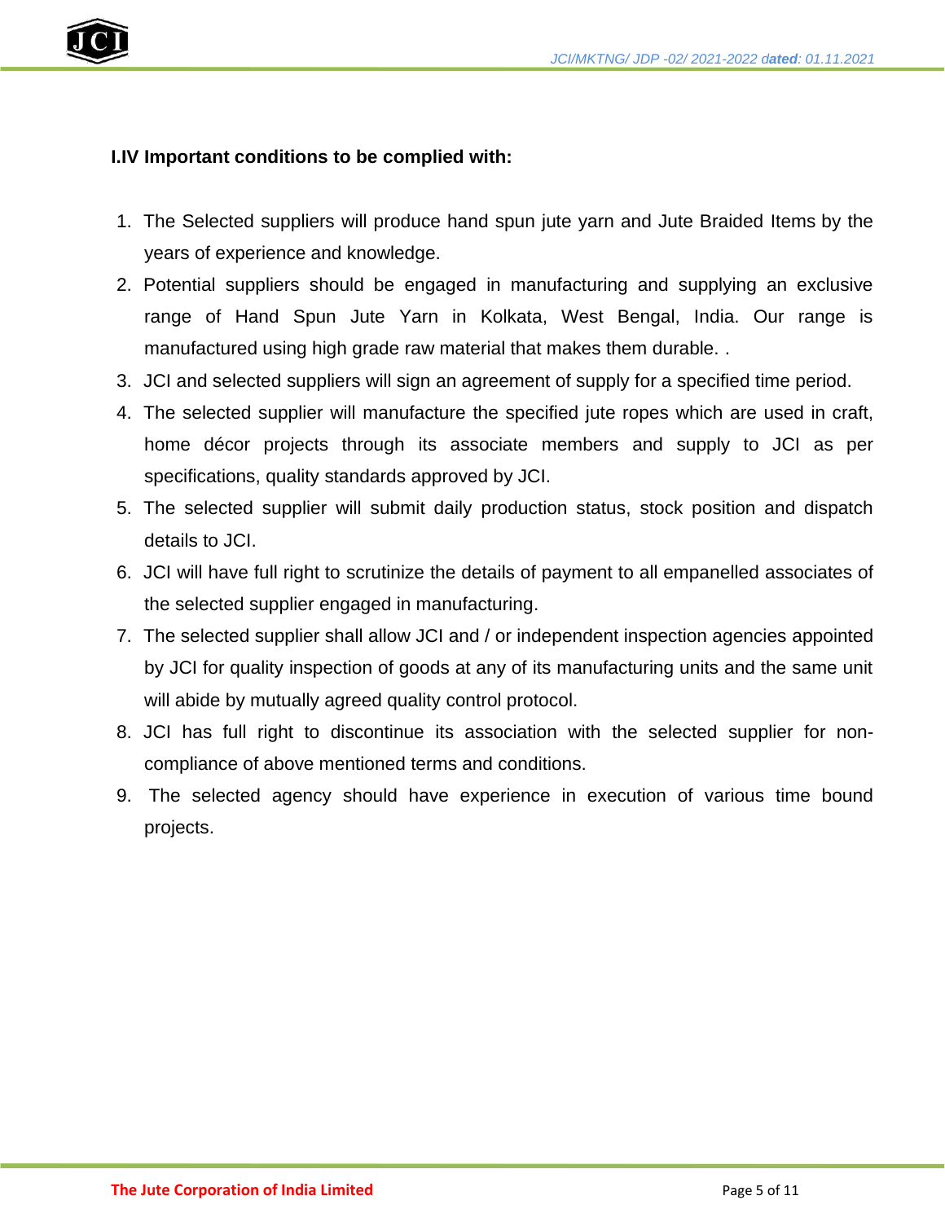**I.IV Important conditions to be complied with:**

1. The Selected suppliers will produce hand spun jute yarn and Jute Braided Items by the years of experience and knowledge.
2. Potential suppliers should be engaged in manufacturing and supplying an exclusive range of Hand Spun Jute Yarn in Kolkata, West Bengal, India. Our range is manufactured using high grade raw material that makes them durable. .
3. JCI and selected suppliers will sign an agreement of supply for a specified time period.
4. The selected supplier will manufacture the specified jute ropes which are used in craft, home décor projects through its associate members and supply to JCI as per specifications, quality standards approved by JCI.
5. The selected supplier will submit daily production status, stock position and dispatch details to JCI.
6. JCI will have full right to scrutinize the details of payment to all empanelled associates of the selected supplier engaged in manufacturing.
7. The selected supplier shall allow JCI and / or independent inspection agencies appointed by JCI for quality inspection of goods at any of its manufacturing units and the same unit will abide by mutually agreed quality control protocol.
8. JCI has full right to discontinue its association with the selected supplier for non-compliance of above mentioned terms and conditions.
9. The selected agency should have experience in execution of various time bound projects.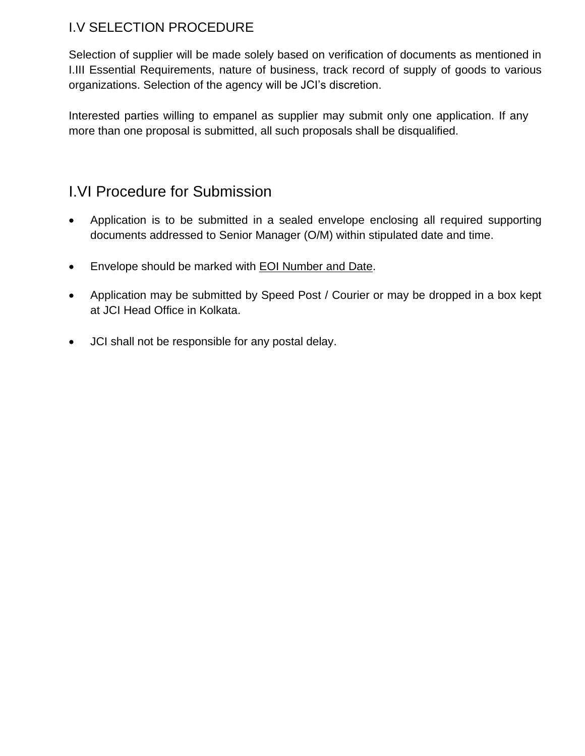## I.V SELECTION PROCEDURE

Selection of supplier will be made solely based on verification of documents as mentioned in I.III Essential Requirements, nature of business, track record of supply of goods to various organizations. Selection of the agency will be JCI's discretion.

Interested parties willing to empanel as supplier may submit only one application. If any more than one proposal is submitted, all such proposals shall be disqualified.

## I.VI Procedure for Submission

- Application is to be submitted in a sealed envelope enclosing all required supporting documents addressed to Senior Manager (O/M) within stipulated date and time.
- Envelope should be marked with EOI Number and Date.
- Application may be submitted by Speed Post / Courier or may be dropped in a box kept at JCI Head Office in Kolkata.
- JCI shall not be responsible for any postal delay.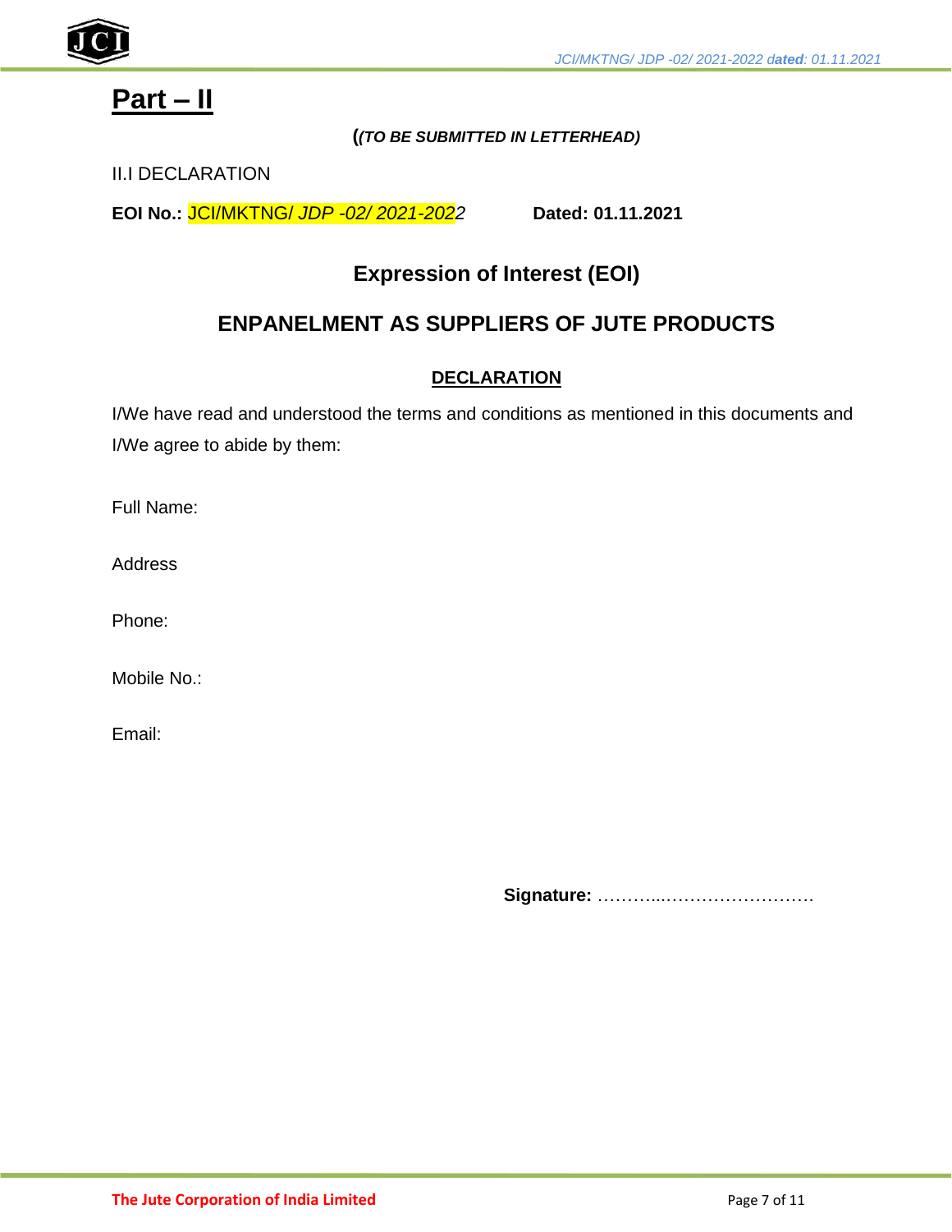# Part – II

**(*(TO BE SUBMITTED IN LETTERHEAD)***

II.I DECLARATION

**EOI No.:** JCI/MKTNG/ *JDP -02/ 2021-2022* **Dated: 01.11.2021**

## Expression of Interest (EOI)

## ENPANELMENT AS SUPPLIERS OF JUTE PRODUCTS

**DECLARATION**

I/We have read and understood the terms and conditions as mentioned in this documents and I/We agree to abide by them:

Full Name:

Address

Phone:

Mobile No.:

Email:

**Signature:** ………...…………………….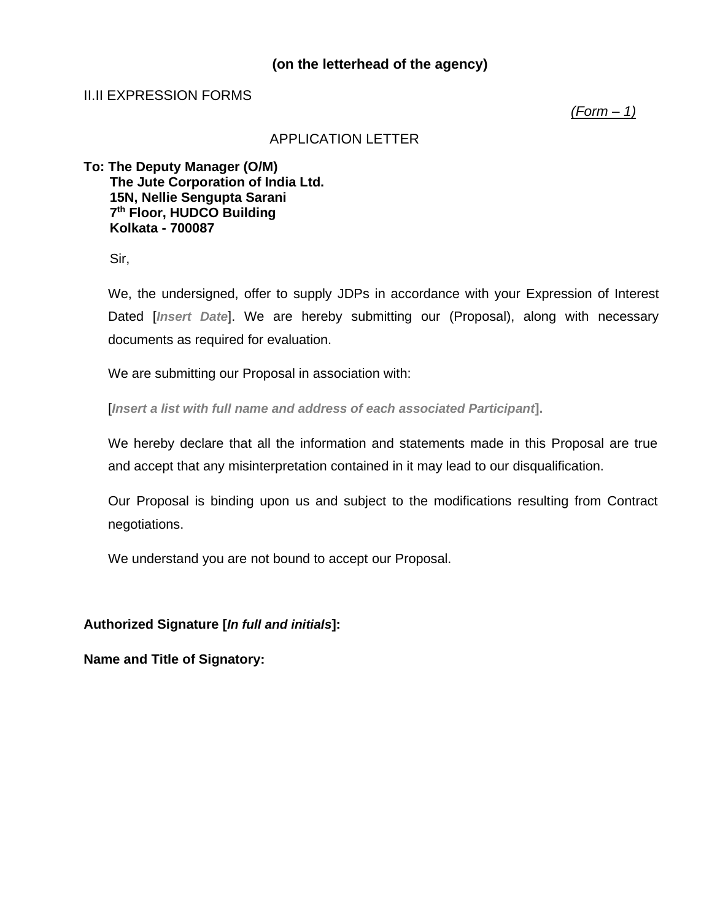**(on the letterhead of the agency)**

II.II EXPRESSION FORMS

*(Form – 1)*

APPLICATION LETTER

**To: The Deputy Manager (O/M)**
**The Jute Corporation of India Ltd.**
**15N, Nellie Sengupta Sarani**
**7th Floor, HUDCO Building**
**Kolkata - 700087**

Sir,

We, the undersigned, offer to supply JDPs in accordance with your Expression of Interest Dated [***Insert Date***]. We are hereby submitting our (Proposal), along with necessary documents as required for evaluation.

We are submitting our Proposal in association with:

[***Insert a list with full name and address of each associated Participant***].

We hereby declare that all the information and statements made in this Proposal are true and accept that any misinterpretation contained in it may lead to our disqualification.

Our Proposal is binding upon us and subject to the modifications resulting from Contract negotiations.

We understand you are not bound to accept our Proposal.

**Authorized Signature [*In full and initials*]:**

**Name and Title of Signatory:**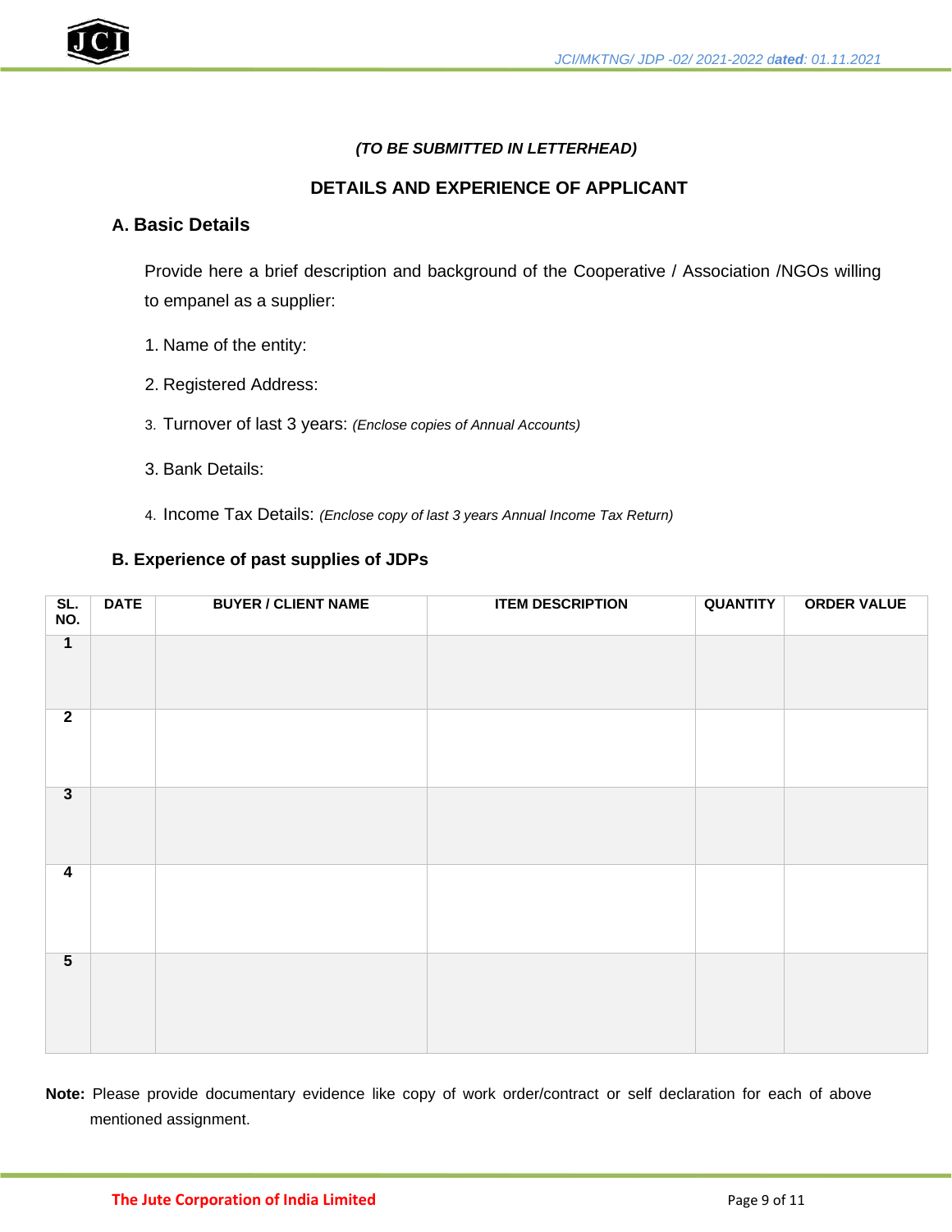*(TO BE SUBMITTED IN LETTERHEAD)*

## DETAILS AND EXPERIENCE OF APPLICANT

### A. Basic Details

Provide here a brief description and background of the Cooperative / Association /NGOs willing to empanel as a supplier:

1. Name of the entity:
2. Registered Address:
3. Turnover of last 3 years: *(Enclose copies of Annual Accounts)*

3. Bank Details:

4. Income Tax Details: *(Enclose copy of last 3 years Annual Income Tax Return)*

### B. Experience of past supplies of JDPs

| SL. NO. | DATE | BUYER / CLIENT NAME | ITEM DESCRIPTION | QUANTITY | ORDER VALUE |
|---|---|---|---|---|---|
| 1 | | | | | |
| 2 | | | | | |
| 3 | | | | | |
| 4 | | | | | |
| 5 | | | | | |

**Note:** Please provide documentary evidence like copy of work order/contract or self declaration for each of above mentioned assignment.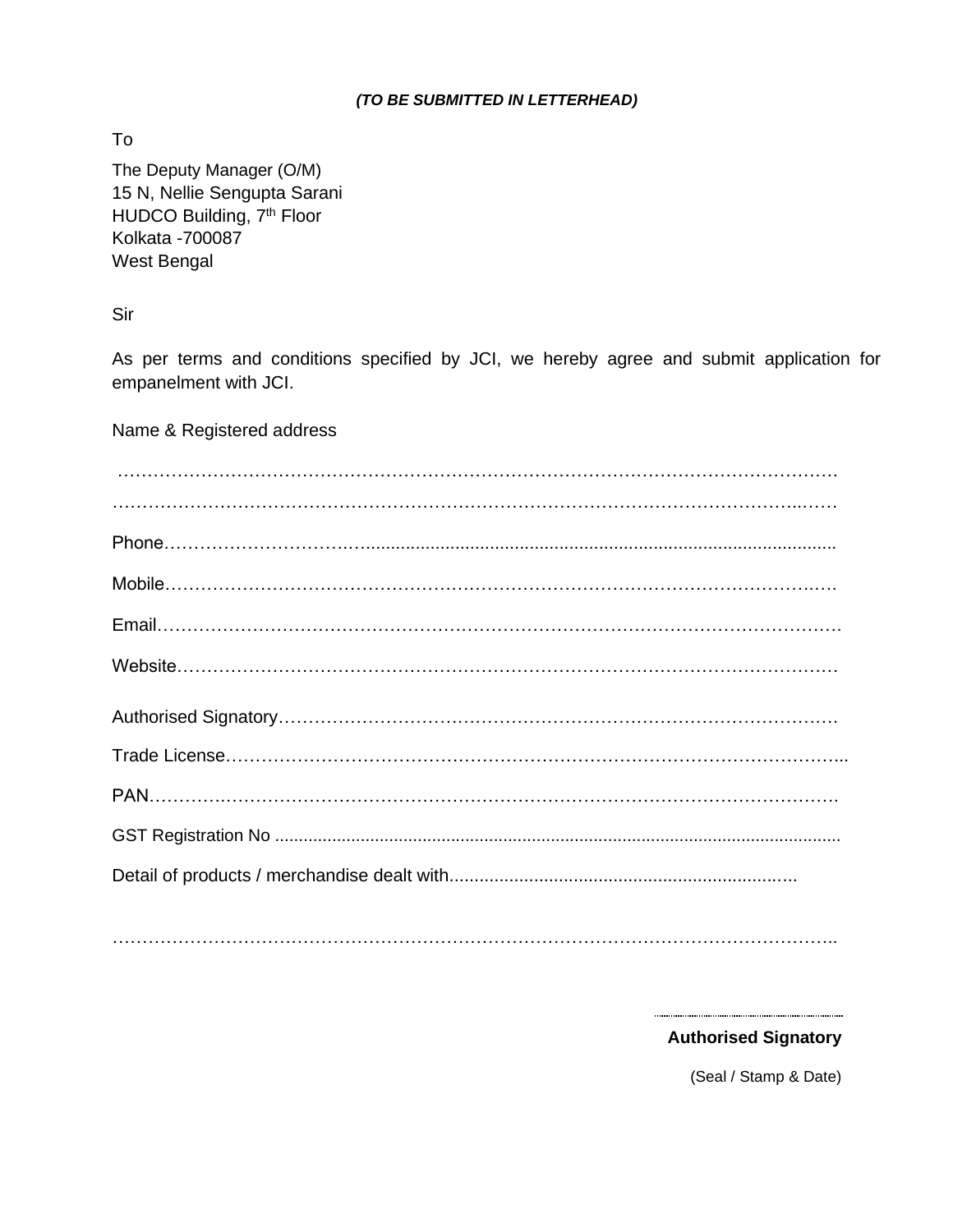***(TO BE SUBMITTED IN LETTERHEAD)***

To

The Deputy Manager (O/M)
15 N, Nellie Sengupta Sarani
HUDCO Building, 7th Floor
Kolkata -700087
West Bengal

Sir

As per terms and conditions specified by JCI, we hereby agree and submit application for empanelment with JCI.

Name & Registered address

…………………………………………………………………………………………………………

…………………………………………………………………………………………………………

Phone…………………………...........................................................................................

Mobile……………………………………………………………………………………………….

Email…………………………………………………………………………………………………

Website………………………………………………………………………………………………

Authorised Signatory…………………………………………………………………………………

Trade License…………………………………………………………………………………………..

PAN…………………………………………………………………………………………………….

GST Registration No .......................................................................................................................

Detail of products / merchandise dealt with.....................................................................…

…………………………………………………………………………………………………………..

………………………………

**Authorised Signatory**

(Seal / Stamp & Date)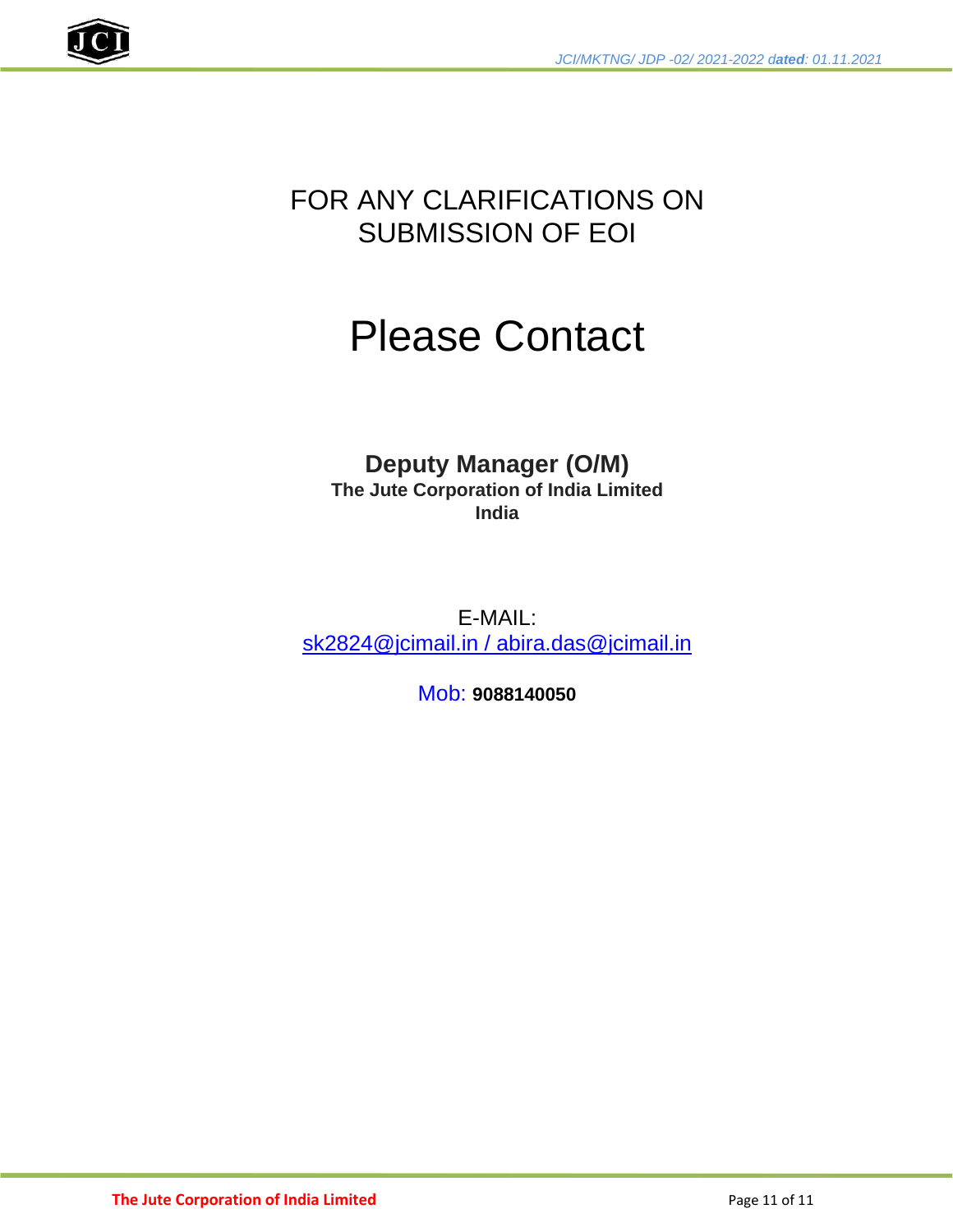# FOR ANY CLARIFICATIONS ON SUBMISSION OF EOI

# Please Contact

**Deputy Manager (O/M)**
**The Jute Corporation of India Limited**
**India**

E-MAIL:
sk2824@jcimail.in / abira.das@jcimail.in

Mob: **9088140050**